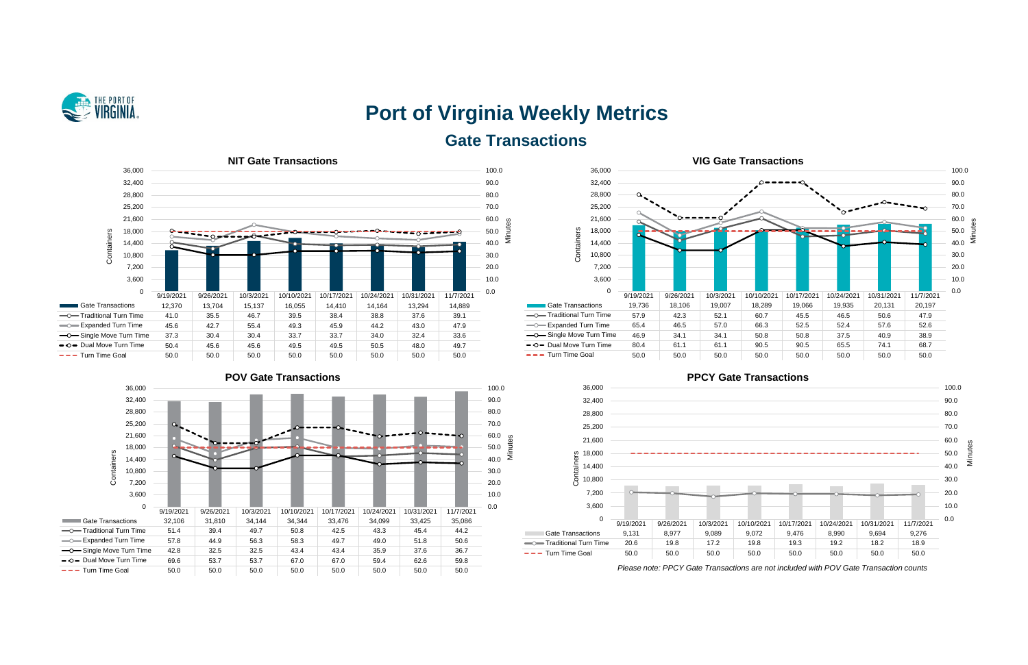# Port of Virginia Weekly Metrics

## Gate Transactions

### NIT Gate Transactions

| | 9/19/2021 | 9/26/2021 | 10/3/2021 | 10/10/2021 | 10/17/2021 | 10/24/2021 | 10/31/2021 | 11/7/2021 |
|---|---|---|---|---|---|---|---|---|
| Gate Transactions | 12,370 | 13,704 | 15,137 | 16,055 | 14,410 | 14,164 | 13,294 | 14,889 |
| Traditional Turn Time | 41.0 | 35.5 | 46.7 | 39.5 | 38.4 | 38.8 | 37.6 | 39.1 |
| Expanded Turn Time | 45.6 | 42.7 | 55.4 | 49.3 | 45.9 | 44.2 | 43.0 | 47.9 |
| Single Move Turn Time | 37.3 | 30.4 | 30.4 | 33.7 | 33.7 | 34.0 | 32.4 | 33.6 |
| Dual Move Turn Time | 50.4 | 45.6 | 45.6 | 49.5 | 49.5 | 50.5 | 48.0 | 49.7 |
| Turn Time Goal | 50.0 | 50.0 | 50.0 | 50.0 | 50.0 | 50.0 | 50.0 | 50.0 |

### VIG Gate Transactions

| | 9/19/2021 | 9/26/2021 | 10/3/2021 | 10/10/2021 | 10/17/2021 | 10/24/2021 | 10/31/2021 | 11/7/2021 |
|---|---|---|---|---|---|---|---|---|
| Gate Transactions | 19,736 | 18,106 | 19,007 | 18,289 | 19,066 | 19,935 | 20,131 | 20,197 |
| Traditional Turn Time | 57.9 | 42.3 | 52.1 | 60.7 | 45.5 | 46.5 | 50.6 | 47.9 |
| Expanded Turn Time | 65.4 | 46.5 | 57.0 | 66.3 | 52.5 | 52.4 | 57.6 | 52.6 |
| Single Move Turn Time | 46.9 | 34.1 | 34.1 | 50.8 | 50.8 | 37.5 | 40.9 | 38.9 |
| Dual Move Turn Time | 80.4 | 61.1 | 61.1 | 90.5 | 90.5 | 65.5 | 74.1 | 68.7 |
| Turn Time Goal | 50.0 | 50.0 | 50.0 | 50.0 | 50.0 | 50.0 | 50.0 | 50.0 |

### POV Gate Transactions

| | 9/19/2021 | 9/26/2021 | 10/3/2021 | 10/10/2021 | 10/17/2021 | 10/24/2021 | 10/31/2021 | 11/7/2021 |
|---|---|---|---|---|---|---|---|---|
| Gate Transactions | 32,106 | 31,810 | 34,144 | 34,344 | 33,476 | 34,099 | 33,425 | 35,086 |
| Traditional Turn Time | 51.4 | 39.4 | 49.7 | 50.8 | 42.5 | 43.3 | 45.4 | 44.2 |
| Expanded Turn Time | 57.8 | 44.9 | 56.3 | 58.3 | 49.7 | 49.0 | 51.8 | 50.6 |
| Single Move Turn Time | 42.8 | 32.5 | 32.5 | 43.4 | 43.4 | 35.9 | 37.6 | 36.7 |
| Dual Move Turn Time | 69.6 | 53.7 | 53.7 | 67.0 | 67.0 | 59.4 | 62.6 | 59.8 |
| Turn Time Goal | 50.0 | 50.0 | 50.0 | 50.0 | 50.0 | 50.0 | 50.0 | 50.0 |

### PPCY Gate Transactions

| | 9/19/2021 | 9/26/2021 | 10/3/2021 | 10/10/2021 | 10/17/2021 | 10/24/2021 | 10/31/2021 | 11/7/2021 |
|---|---|---|---|---|---|---|---|---|
| Gate Transactions | 9,131 | 8,977 | 9,089 | 9,072 | 9,476 | 8,990 | 9,694 | 9,276 |
| Traditional Turn Time | 20.6 | 19.8 | 17.2 | 19.8 | 19.3 | 19.2 | 18.2 | 18.9 |
| Turn Time Goal | 50.0 | 50.0 | 50.0 | 50.0 | 50.0 | 50.0 | 50.0 | 50.0 |

*Please note: PPCY Gate Transactions are not included with POV Gate Transaction counts*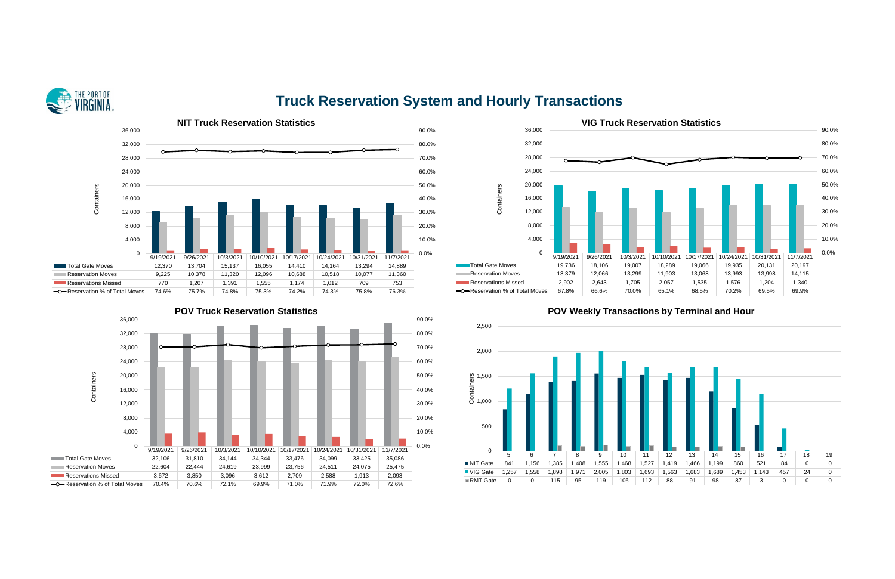# Truck Reservation System and Hourly Transactions

## NIT Truck Reservation Statistics

| | 9/19/2021 | 9/26/2021 | 10/3/2021 | 10/10/2021 | 10/17/2021 | 10/24/2021 | 10/31/2021 | 11/7/2021 |
|---|---|---|---|---|---|---|---|---|
| Total Gate Moves | 12,370 | 13,704 | 15,137 | 16,055 | 14,410 | 14,164 | 13,294 | 14,889 |
| Reservation Moves | 9,225 | 10,378 | 11,320 | 12,096 | 10,688 | 10,518 | 10,077 | 11,360 |
| Reservations Missed | 770 | 1,207 | 1,391 | 1,555 | 1,174 | 1,012 | 709 | 753 |
| Reservation % of Total Moves | 74.6% | 75.7% | 74.8% | 75.3% | 74.2% | 74.3% | 75.8% | 76.3% |

## VIG Truck Reservation Statistics

| | 9/19/2021 | 9/26/2021 | 10/3/2021 | 10/10/2021 | 10/17/2021 | 10/24/2021 | 10/31/2021 | 11/7/2021 |
|---|---|---|---|---|---|---|---|---|
| Total Gate Moves | 19,736 | 18,106 | 19,007 | 18,289 | 19,066 | 19,935 | 20,131 | 20,197 |
| Reservation Moves | 13,379 | 12,066 | 13,299 | 11,903 | 13,068 | 13,993 | 13,998 | 14,115 |
| Reservations Missed | 2,902 | 2,643 | 1,705 | 2,057 | 1,535 | 1,576 | 1,204 | 1,340 |
| Reservation % of Total Moves | 67.8% | 66.6% | 70.0% | 65.1% | 68.5% | 70.2% | 69.5% | 69.9% |

## POV Truck Reservation Statistics

| | 9/19/2021 | 9/26/2021 | 10/3/2021 | 10/10/2021 | 10/17/2021 | 10/24/2021 | 10/31/2021 | 11/7/2021 |
|---|---|---|---|---|---|---|---|---|
| Total Gate Moves | 32,106 | 31,810 | 34,144 | 34,344 | 33,476 | 34,099 | 33,425 | 35,086 |
| Reservation Moves | 22,604 | 22,444 | 24,619 | 23,999 | 23,756 | 24,511 | 24,075 | 25,475 |
| Reservations Missed | 3,672 | 3,850 | 3,096 | 3,612 | 2,709 | 2,588 | 1,913 | 2,093 |
| Reservation % of Total Moves | 70.4% | 70.6% | 72.1% | 69.9% | 71.0% | 71.9% | 72.0% | 72.6% |

## POV Weekly Transactions by Terminal and Hour

| | 5 | 6 | 7 | 8 | 9 | 10 | 11 | 12 | 13 | 14 | 15 | 16 | 17 | 18 | 19 |
|---|---|---|---|---|---|---|---|---|---|---|---|---|---|---|---|
| NIT Gate | 841 | 1,156 | 1,385 | 1,408 | 1,555 | 1,468 | 1,527 | 1,419 | 1,466 | 1,199 | 860 | 521 | 84 | 0 | 0 |
| VIG Gate | 1,257 | 1,558 | 1,898 | 1,971 | 2,005 | 1,803 | 1,693 | 1,563 | 1,683 | 1,689 | 1,453 | 1,143 | 457 | 24 | 0 |
| RMT Gate | 0 | 0 | 115 | 95 | 119 | 106 | 112 | 88 | 91 | 98 | 87 | 3 | 0 | 0 | 0 |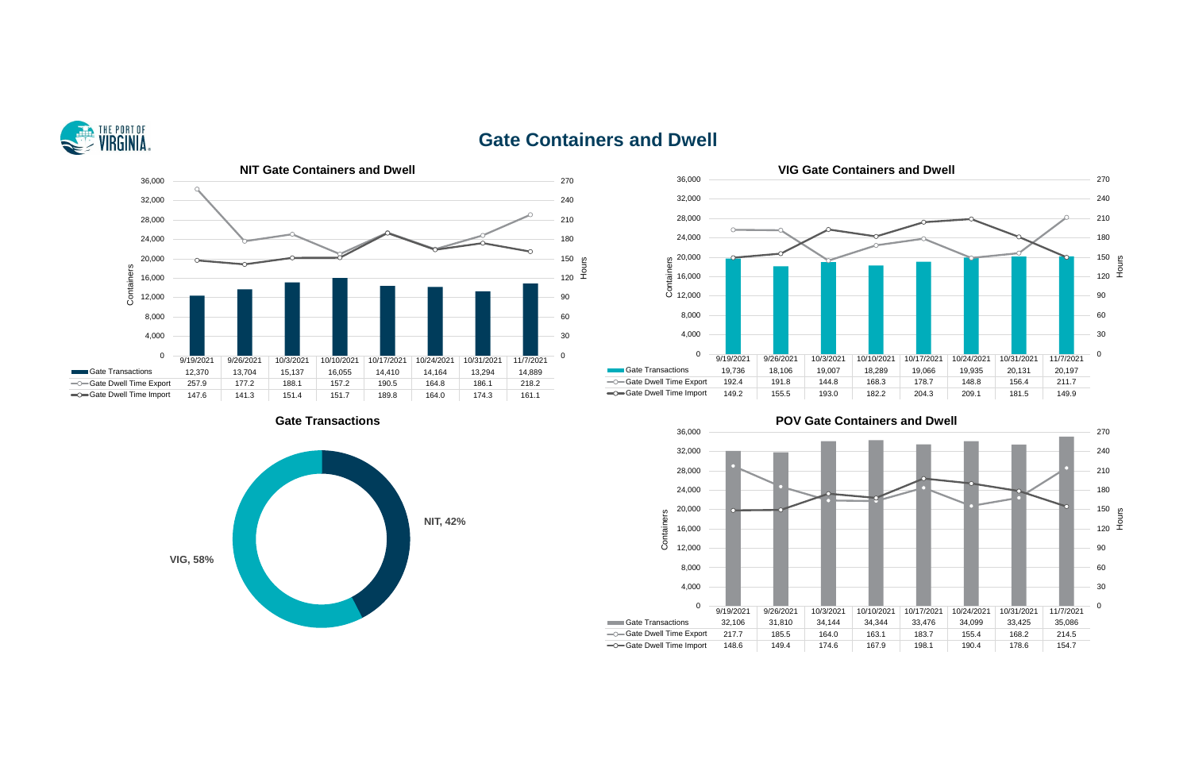# Gate Containers and Dwell

## NIT Gate Containers and Dwell

| | 9/19/2021 | 9/26/2021 | 10/3/2021 | 10/10/2021 | 10/17/2021 | 10/24/2021 | 10/31/2021 | 11/7/2021 |
|---|---|---|---|---|---|---|---|---|
| Gate Transactions | 12,370 | 13,704 | 15,137 | 16,055 | 14,410 | 14,164 | 13,294 | 14,889 |
| Gate Dwell Time Export | 257.9 | 177.2 | 188.1 | 157.2 | 190.5 | 164.8 | 186.1 | 218.2 |
| Gate Dwell Time Import | 147.6 | 141.3 | 151.4 | 151.7 | 189.8 | 164.0 | 174.3 | 161.1 |

## VIG Gate Containers and Dwell

| | 9/19/2021 | 9/26/2021 | 10/3/2021 | 10/10/2021 | 10/17/2021 | 10/24/2021 | 10/31/2021 | 11/7/2021 |
|---|---|---|---|---|---|---|---|---|
| Gate Transactions | 19,736 | 18,106 | 19,007 | 18,289 | 19,066 | 19,935 | 20,131 | 20,197 |
| Gate Dwell Time Export | 192.4 | 191.8 | 144.8 | 168.3 | 178.7 | 148.8 | 156.4 | 211.7 |
| Gate Dwell Time Import | 149.2 | 155.5 | 193.0 | 182.2 | 204.3 | 209.1 | 181.5 | 149.9 |

## Gate Transactions

VIG, 58%

NIT, 42%

## POV Gate Containers and Dwell

| | 9/19/2021 | 9/26/2021 | 10/3/2021 | 10/10/2021 | 10/17/2021 | 10/24/2021 | 10/31/2021 | 11/7/2021 |
|---|---|---|---|---|---|---|---|---|
| Gate Transactions | 32,106 | 31,810 | 34,144 | 34,344 | 33,476 | 34,099 | 33,425 | 35,086 |
| Gate Dwell Time Export | 217.7 | 185.5 | 164.0 | 163.1 | 183.7 | 155.4 | 168.2 | 214.5 |
| Gate Dwell Time Import | 148.6 | 149.4 | 174.6 | 167.9 | 198.1 | 190.4 | 178.6 | 154.7 |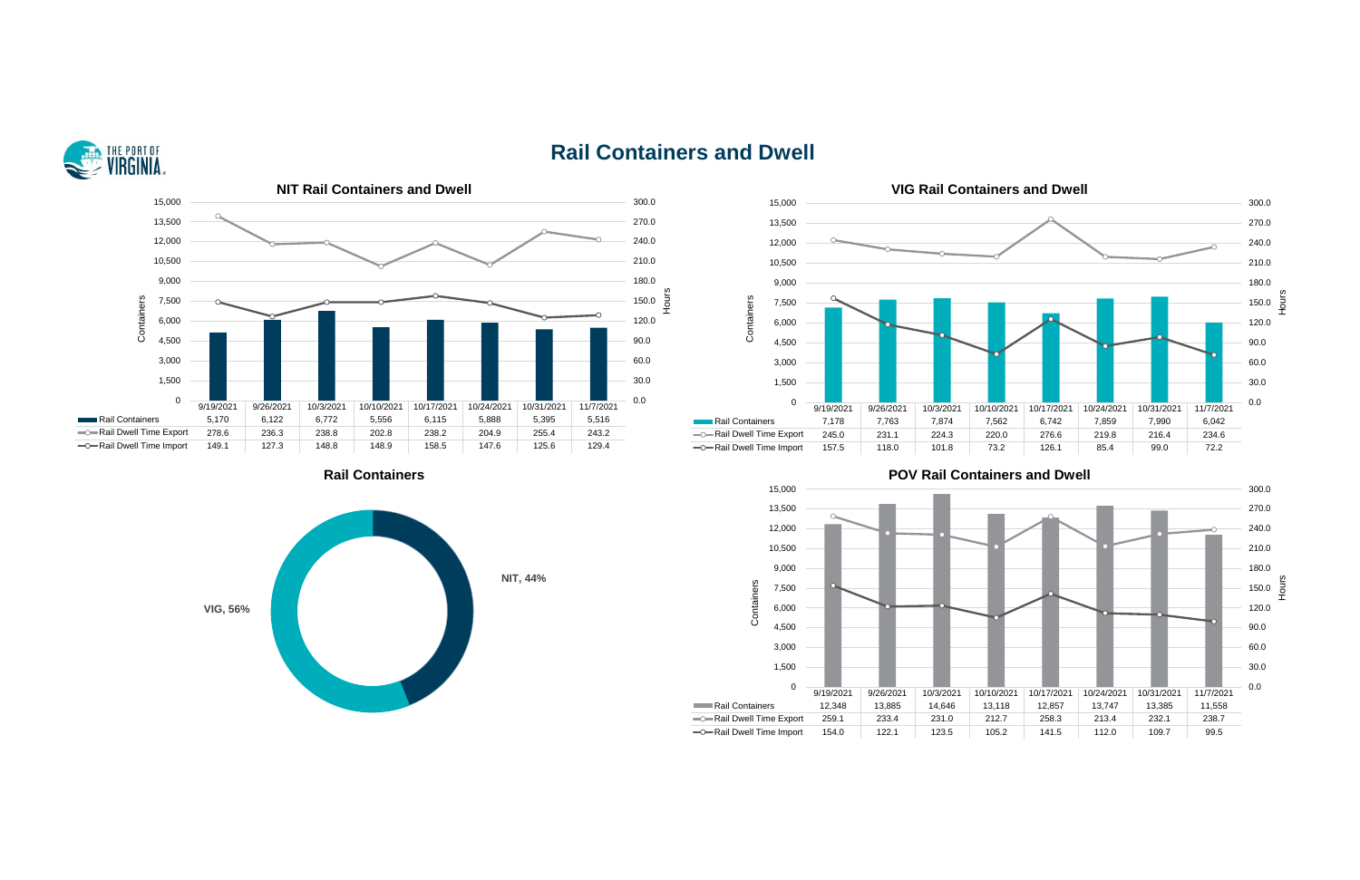# Rail Containers and Dwell

## NIT Rail Containers and Dwell

Containers: 15,000 | 13,500 | 12,000 | 10,500 | 9,000 | 7,500 | 6,000 | 4,500 | 3,000 | 1,500 | 0

Hours: 300.0 | 270.0 | 240.0 | 210.0 | 180.0 | 150.0 | 120.0 | 90.0 | 60.0 | 30.0 | 0.0

Dates: 9/19/2021 | 9/26/2021 | 10/3/2021 | 10/10/2021 | 10/17/2021 | 10/24/2021 | 10/31/2021 | 11/7/2021

Rail Containers: 5,170 | 6,122 | 6,772 | 5,556 | 6,115 | 5,888 | 5,395 | 5,516

Rail Dwell Time Export: 278.6 | 236.3 | 238.8 | 202.8 | 238.2 | 204.9 | 255.4 | 243.2

Rail Dwell Time Import: 149.1 | 127.3 | 148.8 | 148.9 | 158.5 | 147.6 | 125.6 | 129.4

## VIG Rail Containers and Dwell

Containers: 15,000 | 13,500 | 12,000 | 10,500 | 9,000 | 7,500 | 6,000 | 4,500 | 3,000 | 1,500 | 0

Hours: 300.0 | 270.0 | 240.0 | 210.0 | 180.0 | 150.0 | 120.0 | 90.0 | 60.0 | 30.0 | 0.0

Dates: 9/19/2021 | 9/26/2021 | 10/3/2021 | 10/10/2021 | 10/17/2021 | 10/24/2021 | 10/31/2021 | 11/7/2021

Rail Containers: 7,178 | 7,763 | 7,874 | 7,562 | 6,742 | 7,859 | 7,990 | 6,042

Rail Dwell Time Export: 245.0 | 231.1 | 224.3 | 220.0 | 276.6 | 219.8 | 216.4 | 234.6

Rail Dwell Time Import: 157.5 | 118.0 | 101.8 | 73.2 | 126.1 | 85.4 | 99.0 | 72.2

## Rail Containers

NIT, 44%

VIG, 56%

## POV Rail Containers and Dwell

Containers: 15,000 | 13,500 | 12,000 | 10,500 | 9,000 | 7,500 | 6,000 | 4,500 | 3,000 | 1,500 | 0

Hours: 300.0 | 270.0 | 240.0 | 210.0 | 180.0 | 150.0 | 120.0 | 90.0 | 60.0 | 30.0 | 0.0

Dates: 9/19/2021 | 9/26/2021 | 10/3/2021 | 10/10/2021 | 10/17/2021 | 10/24/2021 | 10/31/2021 | 11/7/2021

Rail Containers: 12,348 | 13,885 | 14,646 | 13,118 | 12,857 | 13,747 | 13,385 | 11,558

Rail Dwell Time Export: 259.1 | 233.4 | 231.0 | 212.7 | 258.3 | 213.4 | 232.1 | 238.7

Rail Dwell Time Import: 154.0 | 122.1 | 123.5 | 105.2 | 141.5 | 112.0 | 109.7 | 99.5